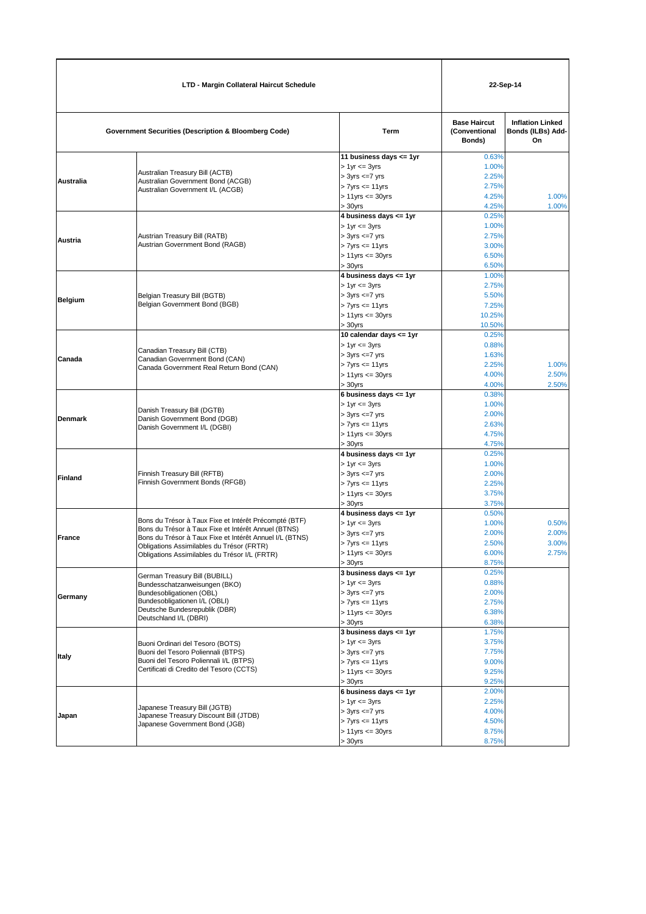| LTD - Margin Collateral Haircut Schedule | | | 22-Sep-14 | |
|---|---|---|---|---|
| Government Securities (Description & Bloomberg Code) | | Term | Base Haircut (Conventional Bonds) | Inflation Linked Bonds (ILBs) Add-On |
| **Australia** | Australian Treasury Bill (ACTB)<br>Australian Government Bond (ACGB)<br>Australian Government I/L (ACGB) | **11 business days <= 1yr** | 0.63% | |
| | | > 1yr <= 3yrs | 1.00% | |
| | | > 3yrs <=7 yrs | 2.25% | |
| | | > 7yrs <= 11yrs | 2.75% | |
| | | > 11yrs <= 30yrs | 4.25% | 1.00% |
| | | > 30yrs | 4.25% | 1.00% |
| **Austria** | Austrian Treasury Bill (RATB)<br>Austrian Government Bond (RAGB) | **4 business days <= 1yr** | 0.25% | |
| | | > 1yr <= 3yrs | 1.00% | |
| | | > 3yrs <=7 yrs | 2.75% | |
| | | > 7yrs <= 11yrs | 3.00% | |
| | | > 11yrs <= 30yrs | 6.50% | |
| | | > 30yrs | 6.50% | |
| **Belgium** | Belgian Treasury Bill (BGTB)<br>Belgian Government Bond (BGB) | **4 business days <= 1yr** | 1.00% | |
| | | > 1yr <= 3yrs | 2.75% | |
| | | > 3yrs <=7 yrs | 5.50% | |
| | | > 7yrs <= 11yrs | 7.25% | |
| | | > 11yrs <= 30yrs | 10.25% | |
| | | > 30yrs | 10.50% | |
| **Canada** | Canadian Treasury Bill (CTB)<br>Canadian Government Bond (CAN)<br>Canada Government Real Return Bond (CAN) | **10 calendar days <= 1yr** | 0.25% | |
| | | > 1yr <= 3yrs | 0.88% | |
| | | > 3yrs <=7 yrs | 1.63% | |
| | | > 7yrs <= 11yrs | 2.25% | 1.00% |
| | | > 11yrs <= 30yrs | 4.00% | 2.50% |
| | | > 30yrs | 4.00% | 2.50% |
| **Denmark** | Danish Treasury Bill (DGTB)<br>Danish Government Bond (DGB)<br>Danish Government I/L (DGBI) | **6 business days <= 1yr** | 0.38% | |
| | | > 1yr <= 3yrs | 1.00% | |
| | | > 3yrs <=7 yrs | 2.00% | |
| | | > 7yrs <= 11yrs | 2.63% | |
| | | > 11yrs <= 30yrs | 4.75% | |
| | | > 30yrs | 4.75% | |
| **Finland** | Finnish Treasury Bill (RFTB)<br>Finnish Government Bonds (RFGB) | **4 business days <= 1yr** | 0.25% | |
| | | > 1yr <= 3yrs | 1.00% | |
| | | > 3yrs <=7 yrs | 2.00% | |
| | | > 7yrs <= 11yrs | 2.25% | |
| | | > 11yrs <= 30yrs | 3.75% | |
| | | > 30yrs | 3.75% | |
| **France** | Bons du Trésor à Taux Fixe et Intérêt Précompté (BTF)<br>Bons du Trésor à Taux Fixe et Intérêt Annuel (BTNS)<br>Bons du Trésor à Taux Fixe et Intérêt Annuel I/L (BTNS)<br>Obligations Assimilables du Trésor (FRTR)<br>Obligations Assimilables du Trésor I/L (FRTR) | **4 business days <= 1yr** | 0.50% | |
| | | > 1yr <= 3yrs | 1.00% | 0.50% |
| | | > 3yrs <=7 yrs | 2.00% | 2.00% |
| | | > 7yrs <= 11yrs | 2.50% | 3.00% |
| | | > 11yrs <= 30yrs | 6.00% | 2.75% |
| | | > 30yrs | 8.75% | |
| **Germany** | German Treasury Bill (BUBILL)<br>Bundesschatzanweisungen (BKO)<br>Bundesobligationen (OBL)<br>Bundesobligationen I/L (OBLI)<br>Deutsche Bundesrepublik (DBR)<br>Deutschland I/L (DBRI) | **3 business days <= 1yr** | 0.25% | |
| | | > 1yr <= 3yrs | 0.88% | |
| | | > 3yrs <=7 yrs | 2.00% | |
| | | > 7yrs <= 11yrs | 2.75% | |
| | | > 11yrs <= 30yrs | 6.38% | |
| | | > 30yrs | 6.38% | |
| **Italy** | Buoni Ordinari del Tesoro (BOTS)<br>Buoni del Tesoro Poliennali (BTPS)<br>Buoni del Tesoro Poliennali I/L (BTPS)<br>Certificati di Credito del Tesoro (CCTS) | **3 business days <= 1yr** | 1.75% | |
| | | > 1yr <= 3yrs | 3.75% | |
| | | > 3yrs <=7 yrs | 7.75% | |
| | | > 7yrs <= 11yrs | 9.00% | |
| | | > 11yrs <= 30yrs | 9.25% | |
| | | > 30yrs | 9.25% | |
| **Japan** | Japanese Treasury Bill (JGTB)<br>Japanese Treasury Discount Bill (JTDB)<br>Japanese Government Bond (JGB) | **6 business days <= 1yr** | 2.00% | |
| | | > 1yr <= 3yrs | 2.25% | |
| | | > 3yrs <=7 yrs | 4.00% | |
| | | > 7yrs <= 11yrs | 4.50% | |
| | | > 11yrs <= 30yrs | 8.75% | |
| | | > 30yrs | 8.75% | |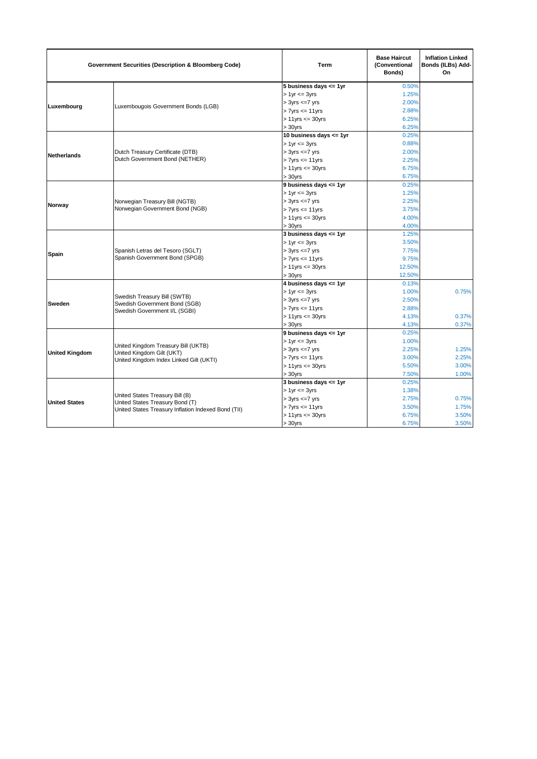| Government Securities (Description & Bloomberg Code) | | Term | Base Haircut (Conventional Bonds) | Inflation Linked Bonds (ILBs) Add-On |
|---|---|---|---|---|
| **Luxembourg** | Luxembougois Government Bonds (LGB) | **5 business days <= 1yr** | 0.50% | |
| | | > 1yr <= 3yrs | 1.25% | |
| | | > 3yrs <=7 yrs | 2.00% | |
| | | > 7yrs <= 11yrs | 2.88% | |
| | | > 11yrs <= 30yrs | 6.25% | |
| | | > 30yrs | 6.25% | |
| **Netherlands** | Dutch Treasury Certificate (DTB)<br>Dutch Government Bond (NETHER) | **10 business days <= 1yr** | 0.25% | |
| | | > 1yr <= 3yrs | 0.88% | |
| | | > 3yrs <=7 yrs | 2.00% | |
| | | > 7yrs <= 11yrs | 2.25% | |
| | | > 11yrs <= 30yrs | 6.75% | |
| | | > 30yrs | 6.75% | |
| **Norway** | Norwegian Treasury Bill (NGTB)<br>Norwegian Government Bond (NGB) | **9 business days <= 1yr** | 0.25% | |
| | | > 1yr <= 3yrs | 1.25% | |
| | | > 3yrs <=7 yrs | 2.25% | |
| | | > 7yrs <= 11yrs | 3.75% | |
| | | > 11yrs <= 30yrs | 4.00% | |
| | | > 30yrs | 4.00% | |
| **Spain** | Spanish Letras del Tesoro (SGLT)<br>Spanish Government Bond (SPGB) | **3 business days <= 1yr** | 1.25% | |
| | | > 1yr <= 3yrs | 3.50% | |
| | | > 3yrs <=7 yrs | 7.75% | |
| | | > 7yrs <= 11yrs | 9.75% | |
| | | > 11yrs <= 30yrs | 12.50% | |
| | | > 30yrs | 12.50% | |
| **Sweden** | Swedish Treasury Bill (SWTB)<br>Swedish Government Bond (SGB)<br>Swedish Government I/L (SGBI) | **4 business days <= 1yr** | 0.13% | |
| | | > 1yr <= 3yrs | 1.00% | 0.75% |
| | | > 3yrs <=7 yrs | 2.50% | |
| | | > 7yrs <= 11yrs | 2.88% | |
| | | > 11yrs <= 30yrs | 4.13% | 0.37% |
| | | > 30yrs | 4.13% | 0.37% |
| **United Kingdom** | United Kingdom Treasury Bill (UKTB)<br>United Kingdom Gilt (UKT)<br>United Kingdom Index Linked Gilt (UKTI) | **9 business days <= 1yr** | 0.25% | |
| | | > 1yr <= 3yrs | 1.00% | |
| | | > 3yrs <=7 yrs | 2.25% | 1.25% |
| | | > 7yrs <= 11yrs | 3.00% | 2.25% |
| | | > 11yrs <= 30yrs | 5.50% | 3.00% |
| | | > 30yrs | 7.50% | 1.00% |
| **United States** | United States Treasury Bill (B)<br>United States Treasury Bond (T)<br>United States Treasury Inflation Indexed Bond (TII) | **3 business days <= 1yr** | 0.25% | |
| | | > 1yr <= 3yrs | 1.38% | |
| | | > 3yrs <=7 yrs | 2.75% | 0.75% |
| | | > 7yrs <= 11yrs | 3.50% | 1.75% |
| | | > 11yrs <= 30yrs | 6.75% | 3.50% |
| | | > 30yrs | 6.75% | 3.50% |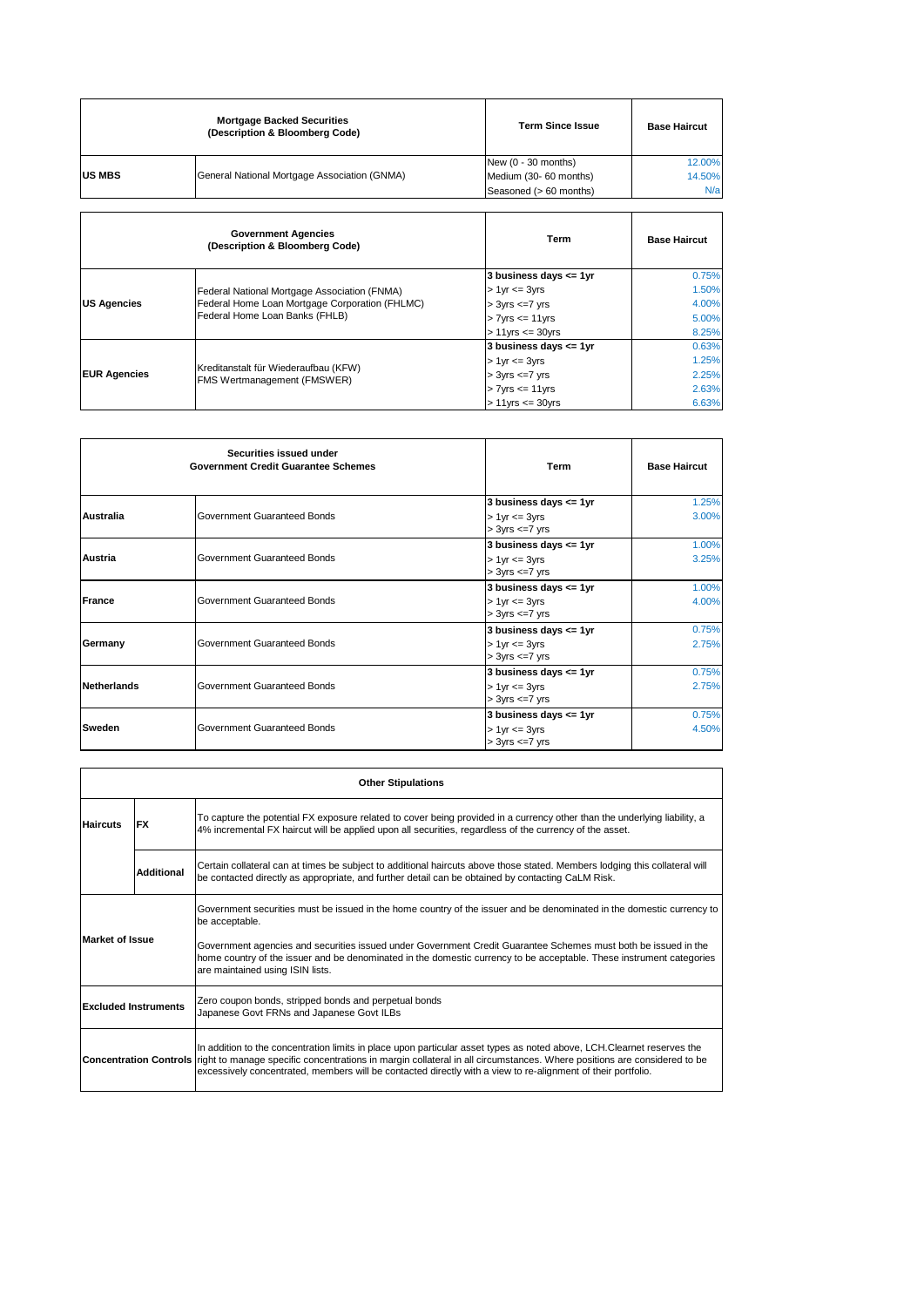| Mortgage Backed Securities (Description & Bloomberg Code) | | Term Since Issue | Base Haircut |
|---|---|---|---|
| US MBS | General National Mortgage Association (GNMA) | New (0 - 30 months) | 12.00% |
| | | Medium (30- 60 months) | 14.50% |
| | | Seasoned (> 60 months) | N/a |

| Government Agencies (Description & Bloomberg Code) | | Term | Base Haircut |
|---|---|---|---|
| US Agencies | Federal National Mortgage Association (FNMA) Federal Home Loan Mortgage Corporation (FHLMC) Federal Home Loan Banks (FHLB) | **3 business days <= 1yr** | 0.75% |
| | | > 1yr <= 3yrs | 1.50% |
| | | > 3yrs <=7 yrs | 4.00% |
| | | > 7yrs <= 11yrs | 5.00% |
| | | > 11yrs <= 30yrs | 8.25% |
| EUR Agencies | Kreditanstalt für Wiederaufbau (KFW) FMS Wertmanagement (FMSWER) | **3 business days <= 1yr** | 0.63% |
| | | > 1yr <= 3yrs | 1.25% |
| | | > 3yrs <=7 yrs | 2.25% |
| | | > 7yrs <= 11yrs | 2.63% |
| | | > 11yrs <= 30yrs | 6.63% |

| Securities issued under Government Credit Guarantee Schemes | | Term | Base Haircut |
|---|---|---|---|
| Australia | Government Guaranteed Bonds | **3 business days <= 1yr** | 1.25% |
| | | > 1yr <= 3yrs | 3.00% |
| | | > 3yrs <=7 yrs | |
| Austria | Government Guaranteed Bonds | **3 business days <= 1yr** | 1.00% |
| | | > 1yr <= 3yrs | 3.25% |
| | | > 3yrs <=7 yrs | |
| France | Government Guaranteed Bonds | **3 business days <= 1yr** | 1.00% |
| | | > 1yr <= 3yrs | 4.00% |
| | | > 3yrs <=7 yrs | |
| Germany | Government Guaranteed Bonds | **3 business days <= 1yr** | 0.75% |
| | | > 1yr <= 3yrs | 2.75% |
| | | > 3yrs <=7 yrs | |
| Netherlands | Government Guaranteed Bonds | **3 business days <= 1yr** | 0.75% |
| | | > 1yr <= 3yrs | 2.75% |
| | | > 3yrs <=7 yrs | |
| Sweden | Government Guaranteed Bonds | **3 business days <= 1yr** | 0.75% |
| | | > 1yr <= 3yrs | 4.50% |
| | | > 3yrs <=7 yrs | |

| Other Stipulations | | |
|---|---|---|
| Haircuts | FX | To capture the potential FX exposure related to cover being provided in a currency other than the underlying liability, a 4% incremental FX haircut will be applied upon all securities, regardless of the currency of the asset. |
| | Additional | Certain collateral can at times be subject to additional haircuts above those stated. Members lodging this collateral will be contacted directly as appropriate, and further detail can be obtained by contacting CaLM Risk. |
| Market of Issue | | Government securities must be issued in the home country of the issuer and be denominated in the domestic currency to be acceptable. Government agencies and securities issued under Government Credit Guarantee Schemes must both be issued in the home country of the issuer and be denominated in the domestic currency to be acceptable. These instrument categories are maintained using ISIN lists. |
| Excluded Instruments | | Zero coupon bonds, stripped bonds and perpetual bonds Japanese Govt FRNs and Japanese Govt ILBs |
| Concentration Controls | | In addition to the concentration limits in place upon particular asset types as noted above, LCH.Clearnet reserves the right to manage specific concentrations in margin collateral in all circumstances. Where positions are considered to be excessively concentrated, members will be contacted directly with a view to re-alignment of their portfolio. |